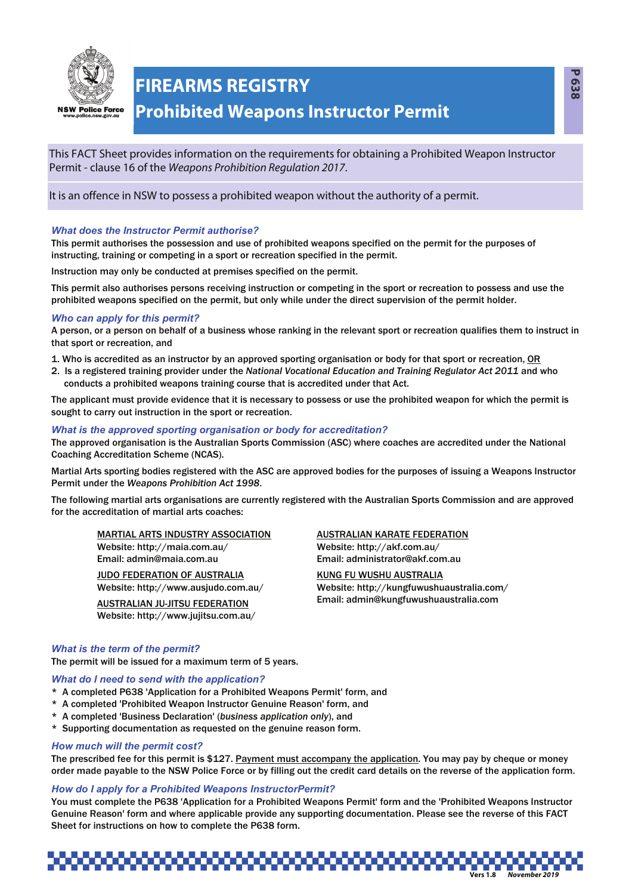# FIREARMS REGISTRY

## Prohibited Weapons Instructor Permit

P 638

This FACT Sheet provides information on the requirements for obtaining a Prohibited Weapon Instructor Permit - clause 16 of the *Weapons Prohibition Regulation 2017*.

It is an offence in NSW to possess a prohibited weapon without the authority of a permit.

### *What does the Instructor Permit authorise?*

This permit authorises the possession and use of prohibited weapons specified on the permit for the purposes of instructing, training or competing in a sport or recreation specified in the permit.

Instruction may only be conducted at premises specified on the permit.

This permit also authorises persons receiving instruction or competing in the sport or recreation to possess and use the prohibited weapons specified on the permit, but only while under the direct supervision of the permit holder.

### *Who can apply for this permit?*

A person, or a person on behalf of a business whose ranking in the relevant sport or recreation qualifies them to instruct in that sport or recreation, and

1. Who is accredited as an instructor by an approved sporting organisation or body for that sport or recreation, <u>OR</u>
2. Is a registered training provider under the *National Vocational Education and Training Regulator Act 2011* and who conducts a prohibited weapons training course that is accredited under that Act.

The applicant must provide evidence that it is necessary to possess or use the prohibited weapon for which the permit is sought to carry out instruction in the sport or recreation.

### *What is the approved sporting organisation or body for accreditation?*

The approved organisation is the Australian Sports Commission (ASC) where coaches are accredited under the National Coaching Accreditation Scheme (NCAS).

Martial Arts sporting bodies registered with the ASC are approved bodies for the purposes of issuing a Weapons Instructor Permit under the *Weapons Prohibition Act 1998*.

The following martial arts organisations are currently registered with the Australian Sports Commission and are approved for the accreditation of martial arts coaches:

<u>MARTIAL ARTS INDUSTRY ASSOCIATION</u>
Website: http://maia.com.au/
Email: admin@maia.com.au

<u>JUDO FEDERATION OF AUSTRALIA</u>
Website: http://www.ausjudo.com.au/

<u>AUSTRALIAN JU-JITSU FEDERATION</u>
Website: http://www.jujitsu.com.au/

<u>AUSTRALIAN KARATE FEDERATION</u>
Website: http://akf.com.au/
Email: administrator@akf.com.au

<u>KUNG FU WUSHU AUSTRALIA</u>
Website: http://kungfuwushuaustralia.com/
Email: admin@kungfuwushuaustralia.com

### *What is the term of the permit?*

The permit will be issued for a maximum term of 5 years.

### *What do I need to send with the application?*

* A completed P638 'Application for a Prohibited Weapons Permit' form, and
* A completed 'Prohibited Weapon Instructor Genuine Reason' form, and
* A completed 'Business Declaration' (*business application only*), and
* Supporting documentation as requested on the genuine reason form.

### *How much will the permit cost?*

The prescribed fee for this permit is $127. <u>Payment must accompany the application</u>. You may pay by cheque or money order made payable to the NSW Police Force or by filling out the credit card details on the reverse of the application form.

### *How do I apply for a Prohibited Weapons InstructorPermit?*

You must complete the P638 'Application for a Prohibited Weapons Permit' form and the 'Prohibited Weapons Instructor Genuine Reason' form and where applicable provide any supporting documentation. Please see the reverse of this FACT Sheet for instructions on how to complete the P638 form.

Vers 1.8 *November 2019*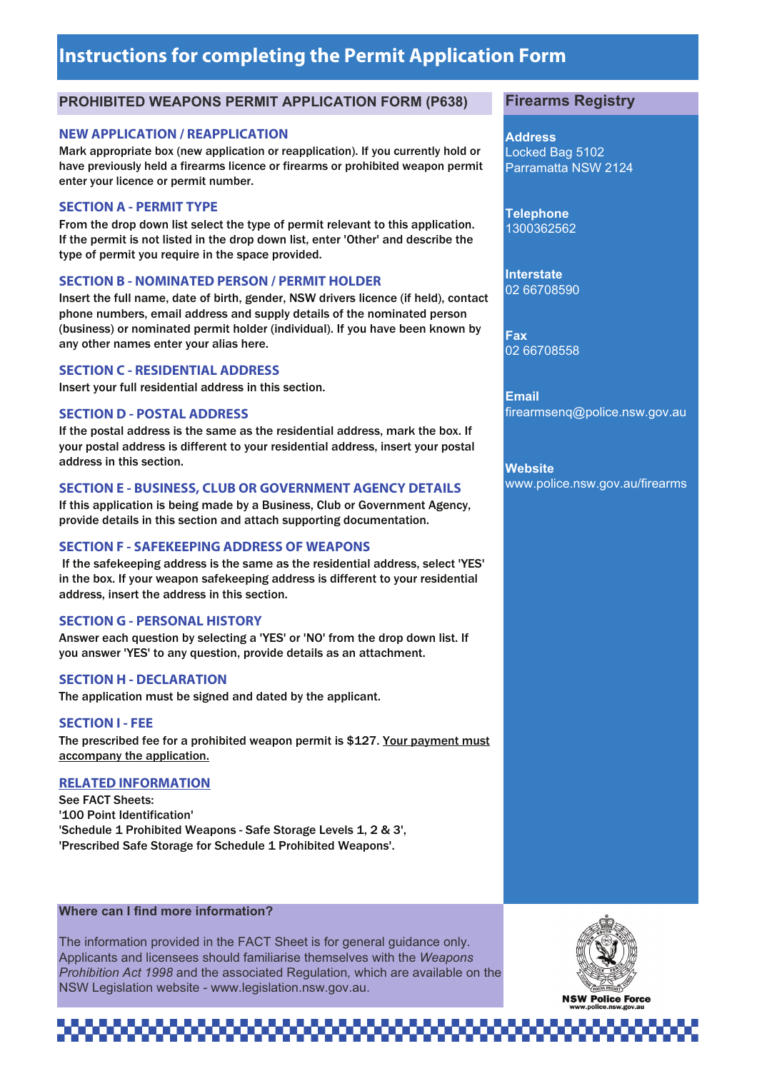# Instructions for completing the Permit Application Form

## PROHIBITED WEAPONS PERMIT APPLICATION FORM (P638)

### NEW APPLICATION / REAPPLICATION

Mark appropriate box (new application or reapplication). If you currently hold or have previously held a firearms licence or firearms or prohibited weapon permit enter your licence or permit number.

### SECTION A - PERMIT TYPE

From the drop down list select the type of permit relevant to this application. If the permit is not listed in the drop down list, enter 'Other' and describe the type of permit you require in the space provided.

### SECTION B - NOMINATED PERSON / PERMIT HOLDER

Insert the full name, date of birth, gender, NSW drivers licence (if held), contact phone numbers, email address and supply details of the nominated person (business) or nominated permit holder (individual). If you have been known by any other names enter your alias here.

### SECTION C - RESIDENTIAL ADDRESS

Insert your full residential address in this section.

### SECTION D - POSTAL ADDRESS

If the postal address is the same as the residential address, mark the box. If your postal address is different to your residential address, insert your postal address in this section.

### SECTION E - BUSINESS, CLUB OR GOVERNMENT AGENCY DETAILS

If this application is being made by a Business, Club or Government Agency, provide details in this section and attach supporting documentation.

### SECTION F - SAFEKEEPING ADDRESS OF WEAPONS

If the safekeeping address is the same as the residential address, select 'YES' in the box. If your weapon safekeeping address is different to your residential address, insert the address in this section.

### SECTION G - PERSONAL HISTORY

Answer each question by selecting a 'YES' or 'NO' from the drop down list. If you answer 'YES' to any question, provide details as an attachment.

### SECTION H - DECLARATION

The application must be signed and dated by the applicant.

### SECTION I - FEE

The prescribed fee for a prohibited weapon permit is $127. Your payment must accompany the application.

### RELATED INFORMATION

See FACT Sheets:
'100 Point Identification'
'Schedule 1 Prohibited Weapons - Safe Storage Levels 1, 2 & 3',
'Prescribed Safe Storage for Schedule 1 Prohibited Weapons'.

## Firearms Registry

**Address**
Locked Bag 5102
Parramatta NSW 2124

**Telephone**
1300362562

**Interstate**
02 66708590

**Fax**
02 66708558

**Email**
firearmsenq@police.nsw.gov.au

**Website**
www.police.nsw.gov.au/firearms

**Where can I find more information?**

The information provided in the FACT Sheet is for general guidance only. Applicants and licensees should familiarise themselves with the *Weapons Prohibition Act 1998* and the associated Regulation, which are available on the NSW Legislation website - www.legislation.nsw.gov.au.

**NSW Police Force**
www.police.nsw.gov.au